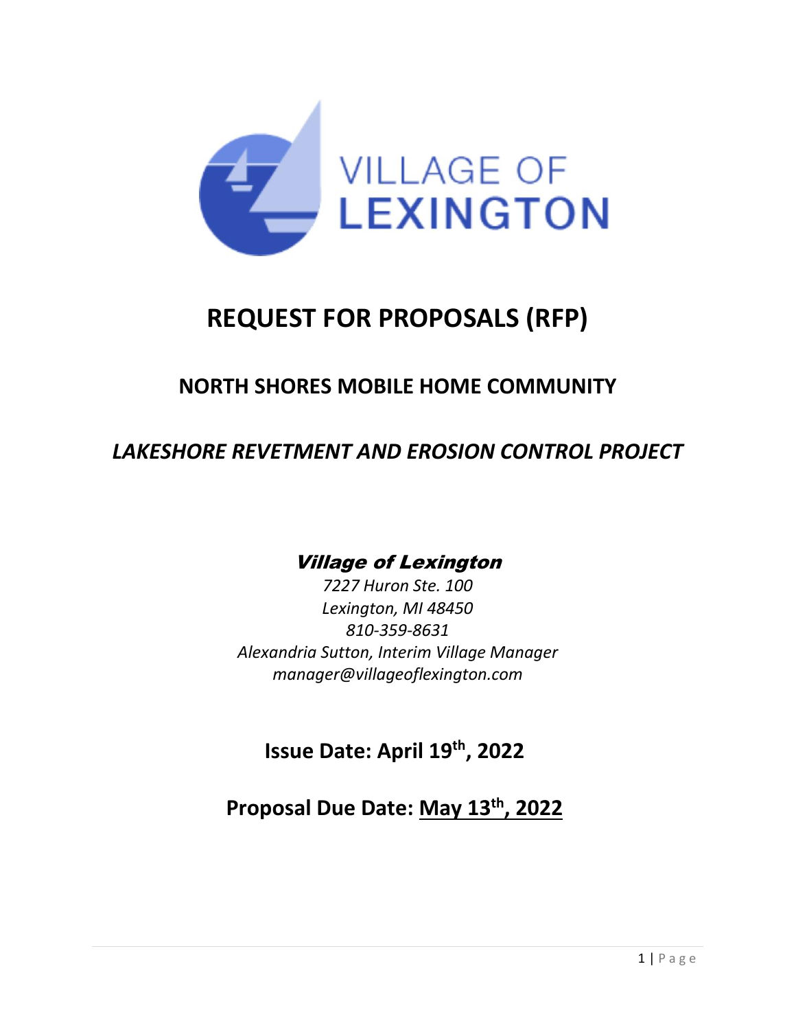VILLAGE OF
LEXINGTON

# REQUEST FOR PROPOSALS (RFP)

## NORTH SHORES MOBILE HOME COMMUNITY

## *LAKESHORE REVETMENT AND EROSION CONTROL PROJECT*

***Village of Lexington***

*7227 Huron Ste. 100*
*Lexington, MI 48450*
*810-359-8631*
*Alexandria Sutton, Interim Village Manager*
*manager@villageoflexington.com*

**Issue Date: April 19th, 2022**

**Proposal Due Date: May 13th, 2022**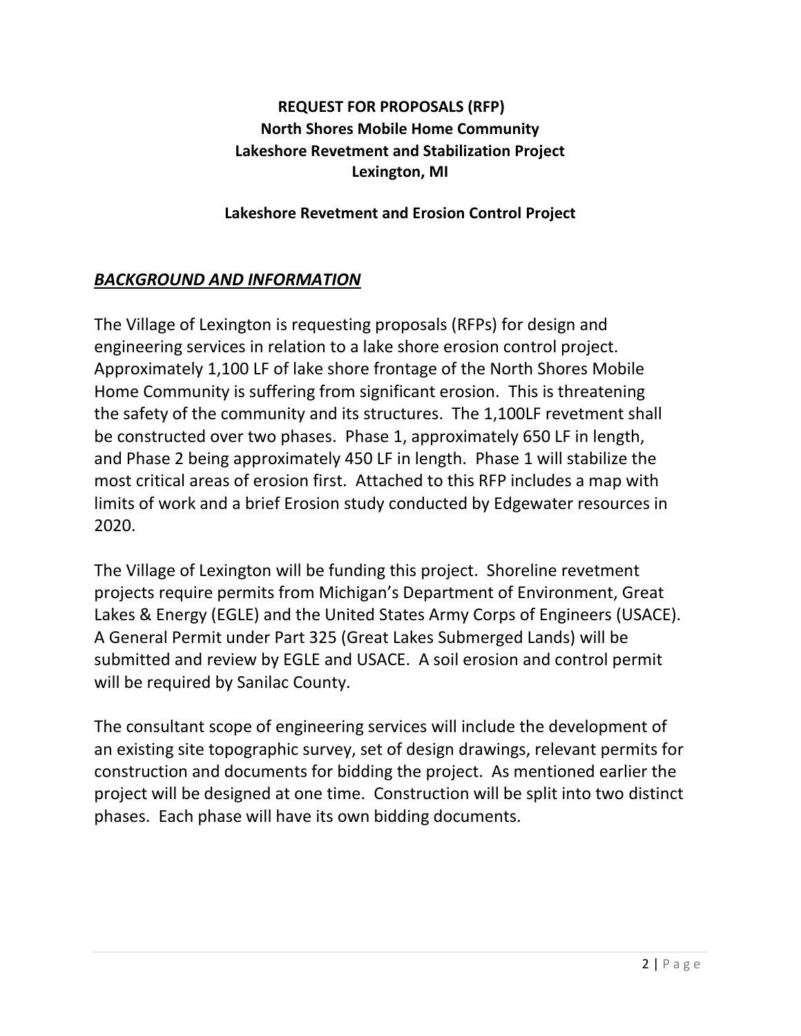**REQUEST FOR PROPOSALS (RFP)**
**North Shores Mobile Home Community**
**Lakeshore Revetment and Stabilization Project**
**Lexington, MI**

**Lakeshore Revetment and Erosion Control Project**

## ***BACKGROUND AND INFORMATION***

The Village of Lexington is requesting proposals (RFPs) for design and engineering services in relation to a lake shore erosion control project. Approximately 1,100 LF of lake shore frontage of the North Shores Mobile Home Community is suffering from significant erosion. This is threatening the safety of the community and its structures. The 1,100LF revetment shall be constructed over two phases. Phase 1, approximately 650 LF in length, and Phase 2 being approximately 450 LF in length. Phase 1 will stabilize the most critical areas of erosion first. Attached to this RFP includes a map with limits of work and a brief Erosion study conducted by Edgewater resources in 2020.

The Village of Lexington will be funding this project. Shoreline revetment projects require permits from Michigan's Department of Environment, Great Lakes & Energy (EGLE) and the United States Army Corps of Engineers (USACE). A General Permit under Part 325 (Great Lakes Submerged Lands) will be submitted and review by EGLE and USACE. A soil erosion and control permit will be required by Sanilac County.

The consultant scope of engineering services will include the development of an existing site topographic survey, set of design drawings, relevant permits for construction and documents for bidding the project. As mentioned earlier the project will be designed at one time. Construction will be split into two distinct phases. Each phase will have its own bidding documents.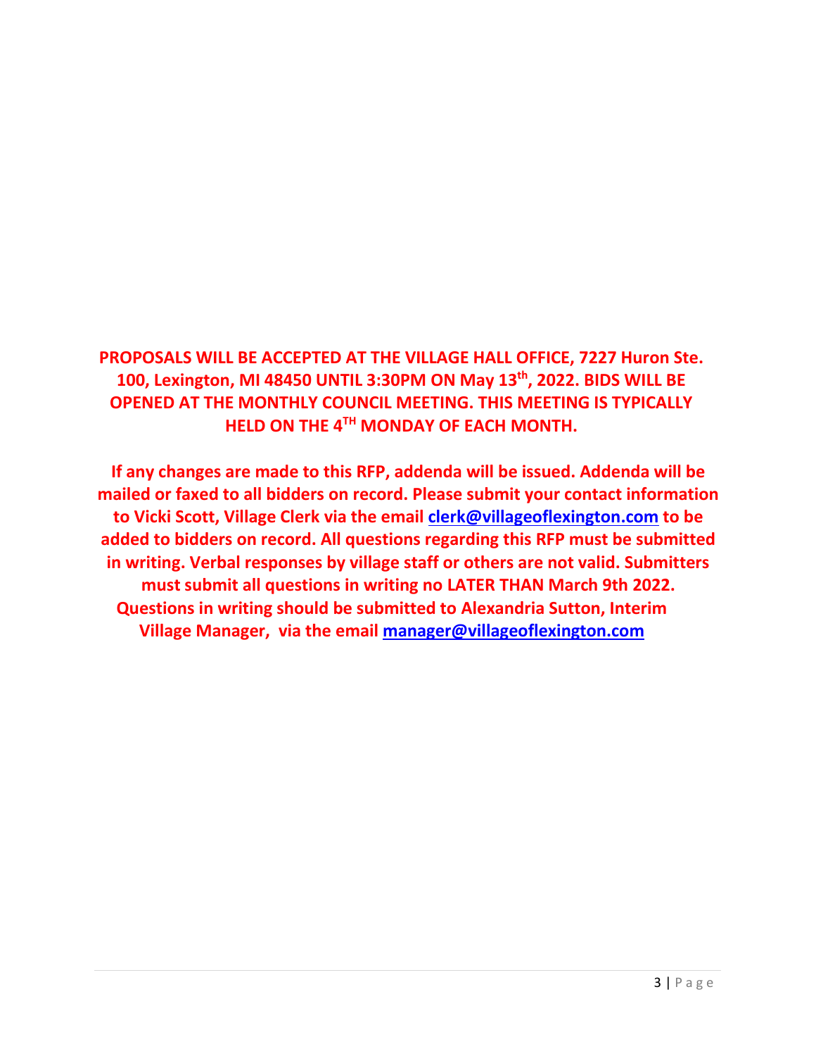**PROPOSALS WILL BE ACCEPTED AT THE VILLAGE HALL OFFICE, 7227 Huron Ste. 100, Lexington, MI 48450 UNTIL 3:30PM ON May 13th, 2022. BIDS WILL BE OPENED AT THE MONTHLY COUNCIL MEETING. THIS MEETING IS TYPICALLY HELD ON THE 4TH MONDAY OF EACH MONTH.**

**If any changes are made to this RFP, addenda will be issued. Addenda will be mailed or faxed to all bidders on record. Please submit your contact information to Vicki Scott, Village Clerk via the email [clerk@villageoflexington.com](mailto:clerk@villageoflexington.com) to be added to bidders on record. All questions regarding this RFP must be submitted in writing. Verbal responses by village staff or others are not valid. Submitters must submit all questions in writing no LATER THAN March 9th 2022. Questions in writing should be submitted to Alexandria Sutton, Interim Village Manager, via the email [manager@villageoflexington.com](mailto:manager@villageoflexington.com)**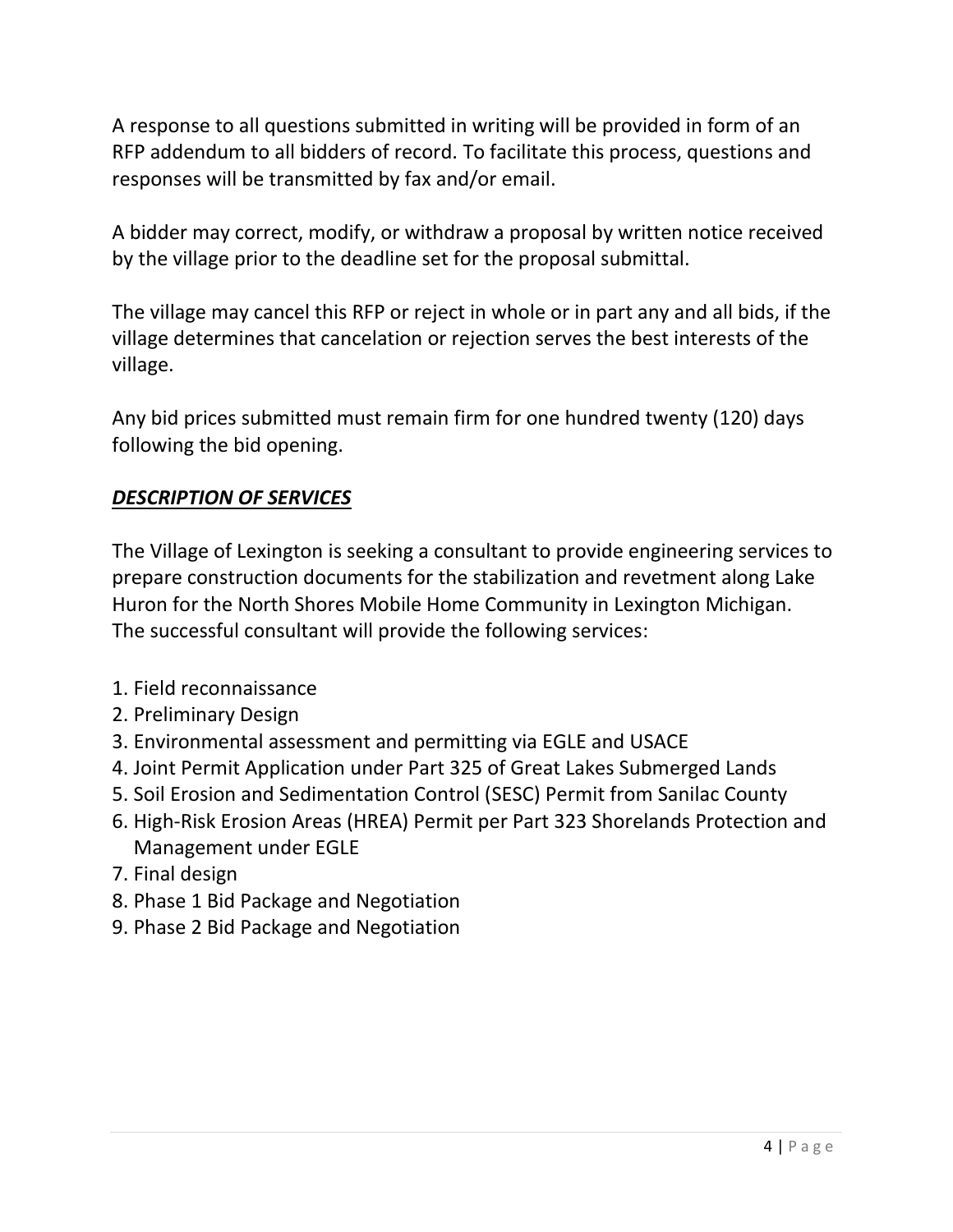A response to all questions submitted in writing will be provided in form of an RFP addendum to all bidders of record. To facilitate this process, questions and responses will be transmitted by fax and/or email.

A bidder may correct, modify, or withdraw a proposal by written notice received by the village prior to the deadline set for the proposal submittal.

The village may cancel this RFP or reject in whole or in part any and all bids, if the village determines that cancelation or rejection serves the best interests of the village.

Any bid prices submitted must remain firm for one hundred twenty (120) days following the bid opening.

***DESCRIPTION OF SERVICES***

The Village of Lexington is seeking a consultant to provide engineering services to prepare construction documents for the stabilization and revetment along Lake Huron for the North Shores Mobile Home Community in Lexington Michigan. The successful consultant will provide the following services:

1. Field reconnaissance
2. Preliminary Design
3. Environmental assessment and permitting via EGLE and USACE
4. Joint Permit Application under Part 325 of Great Lakes Submerged Lands
5. Soil Erosion and Sedimentation Control (SESC) Permit from Sanilac County
6. High-Risk Erosion Areas (HREA) Permit per Part 323 Shorelands Protection and Management under EGLE
7. Final design
8. Phase 1 Bid Package and Negotiation
9. Phase 2 Bid Package and Negotiation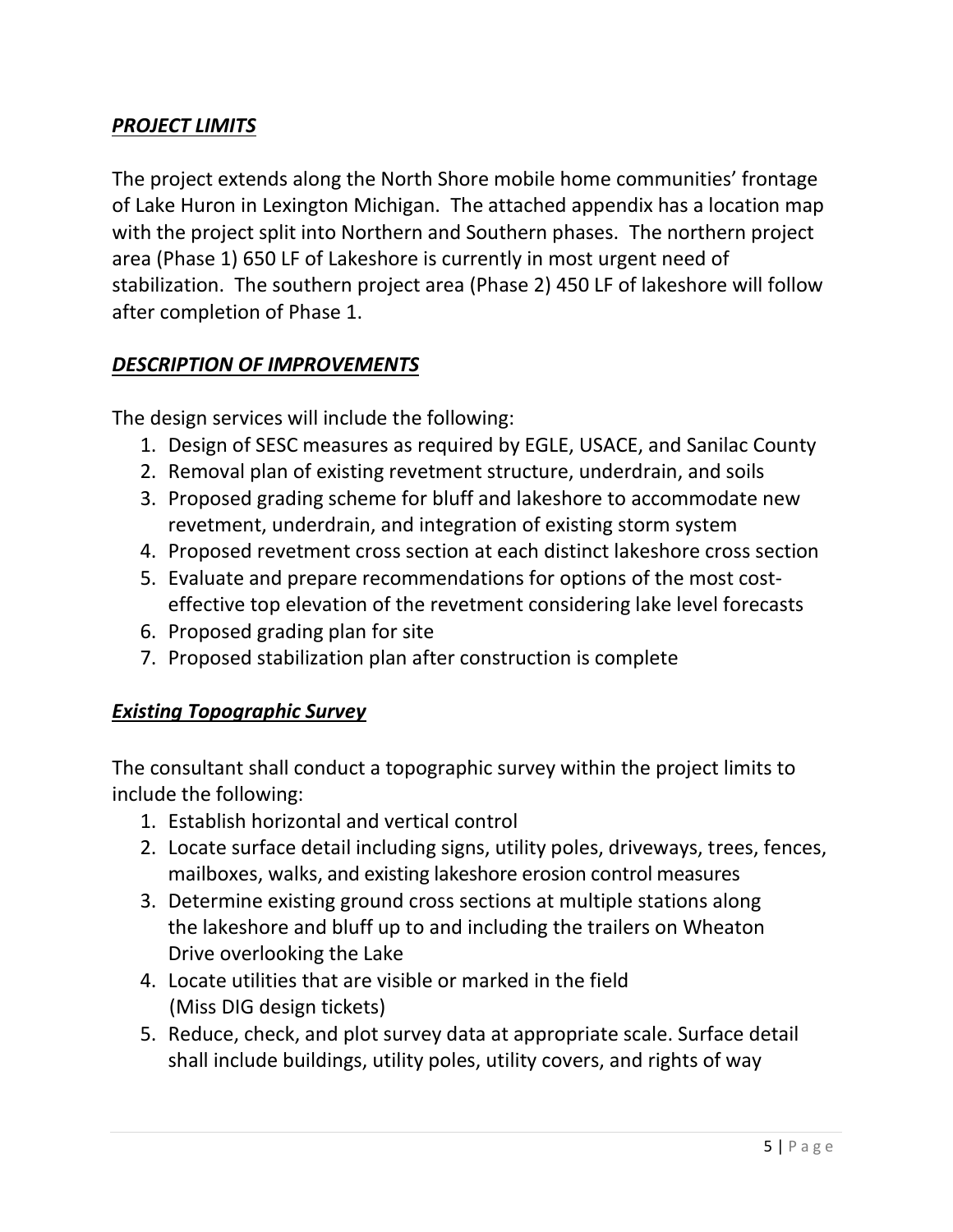## ***PROJECT LIMITS***

The project extends along the North Shore mobile home communities' frontage of Lake Huron in Lexington Michigan. The attached appendix has a location map with the project split into Northern and Southern phases. The northern project area (Phase 1) 650 LF of Lakeshore is currently in most urgent need of stabilization. The southern project area (Phase 2) 450 LF of lakeshore will follow after completion of Phase 1.

## ***DESCRIPTION OF IMPROVEMENTS***

The design services will include the following:

1. Design of SESC measures as required by EGLE, USACE, and Sanilac County
2. Removal plan of existing revetment structure, underdrain, and soils
3. Proposed grading scheme for bluff and lakeshore to accommodate new revetment, underdrain, and integration of existing storm system
4. Proposed revetment cross section at each distinct lakeshore cross section
5. Evaluate and prepare recommendations for options of the most cost-effective top elevation of the revetment considering lake level forecasts
6. Proposed grading plan for site
7. Proposed stabilization plan after construction is complete

## ***Existing Topographic Survey***

The consultant shall conduct a topographic survey within the project limits to include the following:

1. Establish horizontal and vertical control
2. Locate surface detail including signs, utility poles, driveways, trees, fences, mailboxes, walks, and existing lakeshore erosion control measures
3. Determine existing ground cross sections at multiple stations along the lakeshore and bluff up to and including the trailers on Wheaton Drive overlooking the Lake
4. Locate utilities that are visible or marked in the field (Miss DIG design tickets)
5. Reduce, check, and plot survey data at appropriate scale. Surface detail shall include buildings, utility poles, utility covers, and rights of way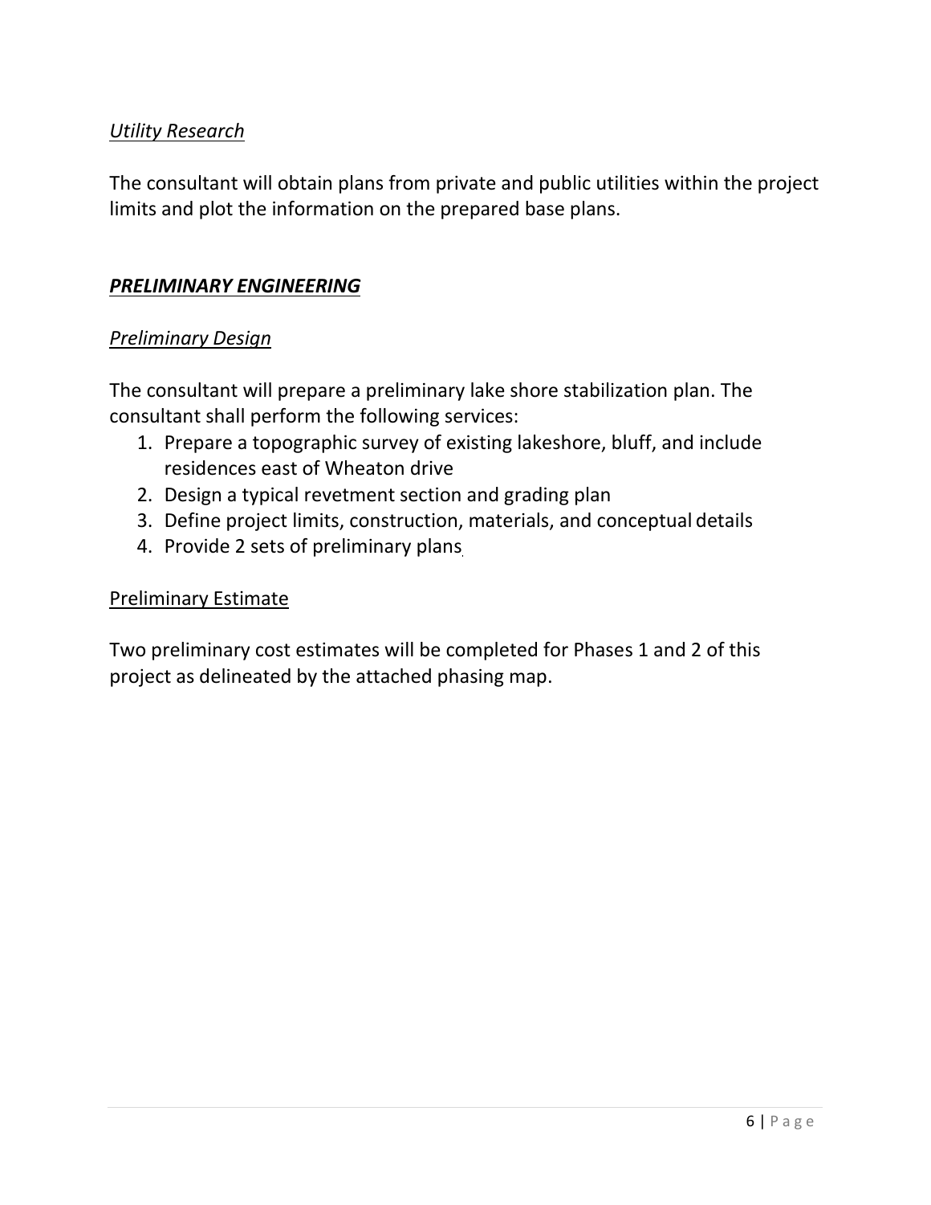### *Utility Research*

The consultant will obtain plans from private and public utilities within the project limits and plot the information on the prepared base plans.

## ***PRELIMINARY ENGINEERING***

### *Preliminary Design*

The consultant will prepare a preliminary lake shore stabilization plan. The consultant shall perform the following services:

1. Prepare a topographic survey of existing lakeshore, bluff, and include residences east of Wheaton drive
2. Design a typical revetment section and grading plan
3. Define project limits, construction, materials, and conceptual details
4. Provide 2 sets of preliminary plans

### Preliminary Estimate

Two preliminary cost estimates will be completed for Phases 1 and 2 of this project as delineated by the attached phasing map.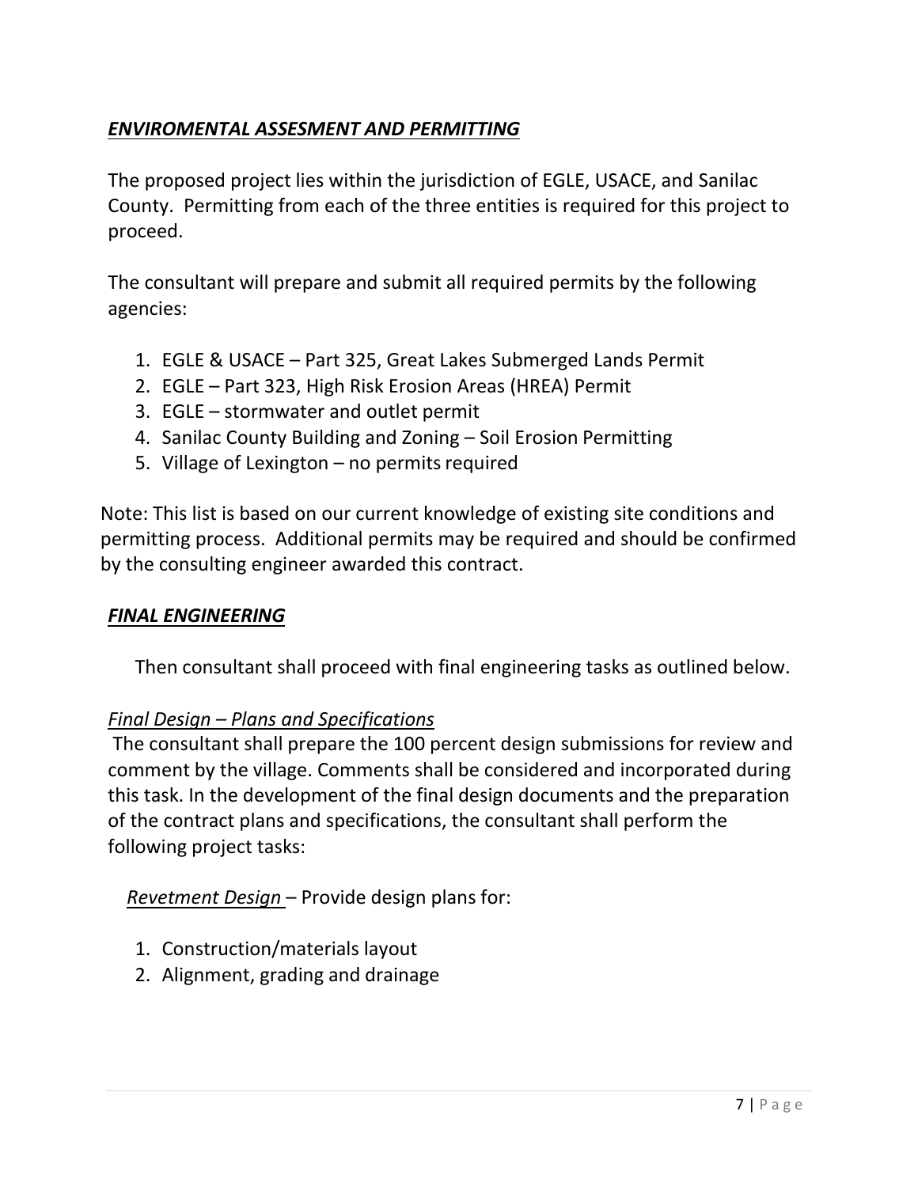## *ENVIROMENTAL ASSESMENT AND PERMITTING*

The proposed project lies within the jurisdiction of EGLE, USACE, and Sanilac County. Permitting from each of the three entities is required for this project to proceed.

The consultant will prepare and submit all required permits by the following agencies:

1. EGLE & USACE – Part 325, Great Lakes Submerged Lands Permit
2. EGLE – Part 323, High Risk Erosion Areas (HREA) Permit
3. EGLE – stormwater and outlet permit
4. Sanilac County Building and Zoning – Soil Erosion Permitting
5. Village of Lexington – no permits required

Note: This list is based on our current knowledge of existing site conditions and permitting process. Additional permits may be required and should be confirmed by the consulting engineer awarded this contract.

## *FINAL ENGINEERING*

Then consultant shall proceed with final engineering tasks as outlined below.

### *Final Design – Plans and Specifications*

The consultant shall prepare the 100 percent design submissions for review and comment by the village. Comments shall be considered and incorporated during this task. In the development of the final design documents and the preparation of the contract plans and specifications, the consultant shall perform the following project tasks:

*Revetment Design* – Provide design plans for:

1. Construction/materials layout
2. Alignment, grading and drainage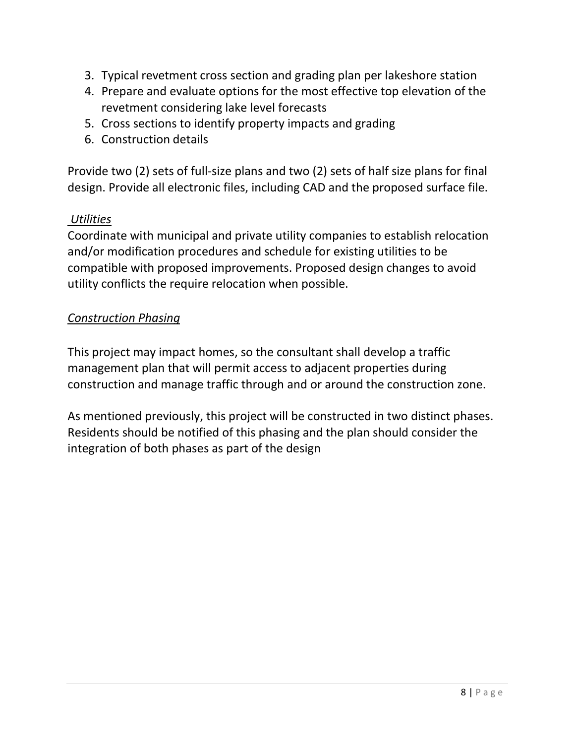3. Typical revetment cross section and grading plan per lakeshore station
4. Prepare and evaluate options for the most effective top elevation of the revetment considering lake level forecasts
5. Cross sections to identify property impacts and grading
6. Construction details

Provide two (2) sets of full-size plans and two (2) sets of half size plans for final design. Provide all electronic files, including CAD and the proposed surface file.

*Utilities*

Coordinate with municipal and private utility companies to establish relocation and/or modification procedures and schedule for existing utilities to be compatible with proposed improvements. Proposed design changes to avoid utility conflicts the require relocation when possible.

*Construction Phasing*

This project may impact homes, so the consultant shall develop a traffic management plan that will permit access to adjacent properties during construction and manage traffic through and or around the construction zone.

As mentioned previously, this project will be constructed in two distinct phases. Residents should be notified of this phasing and the plan should consider the integration of both phases as part of the design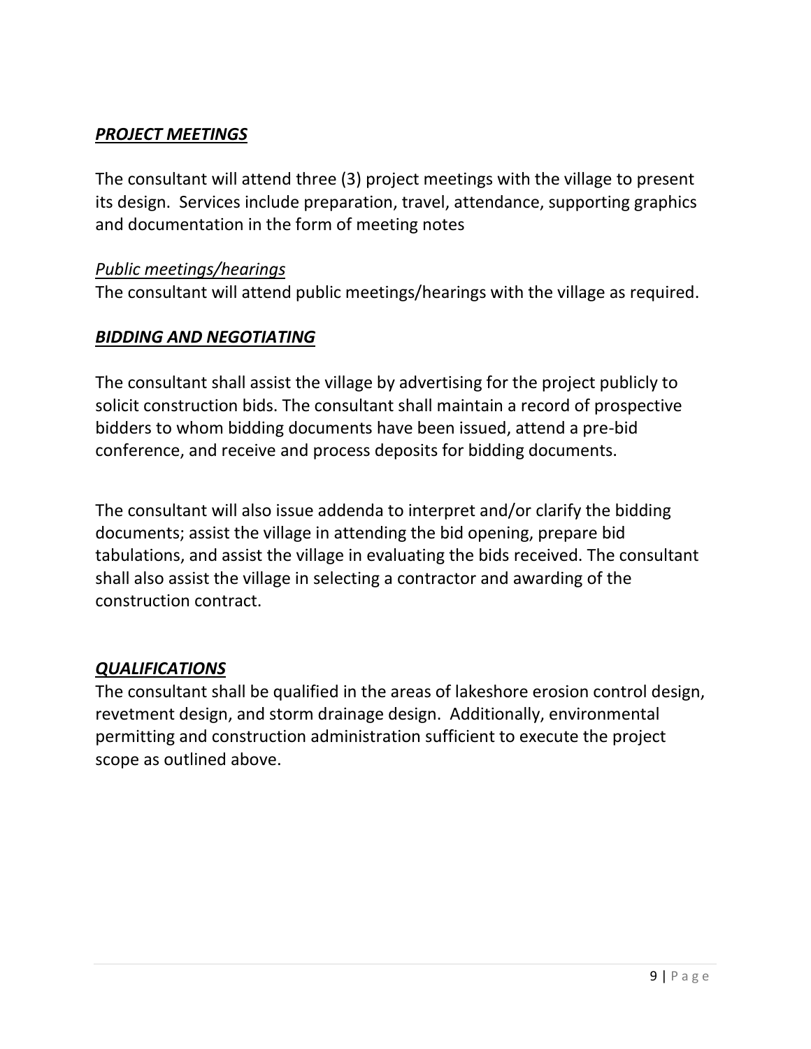## ***PROJECT MEETINGS***

The consultant will attend three (3) project meetings with the village to present its design. Services include preparation, travel, attendance, supporting graphics and documentation in the form of meeting notes

### *Public meetings/hearings*

The consultant will attend public meetings/hearings with the village as required.

## ***BIDDING AND NEGOTIATING***

The consultant shall assist the village by advertising for the project publicly to solicit construction bids. The consultant shall maintain a record of prospective bidders to whom bidding documents have been issued, attend a pre-bid conference, and receive and process deposits for bidding documents.

The consultant will also issue addenda to interpret and/or clarify the bidding documents; assist the village in attending the bid opening, prepare bid tabulations, and assist the village in evaluating the bids received. The consultant shall also assist the village in selecting a contractor and awarding of the construction contract.

## ***QUALIFICATIONS***

The consultant shall be qualified in the areas of lakeshore erosion control design, revetment design, and storm drainage design. Additionally, environmental permitting and construction administration sufficient to execute the project scope as outlined above.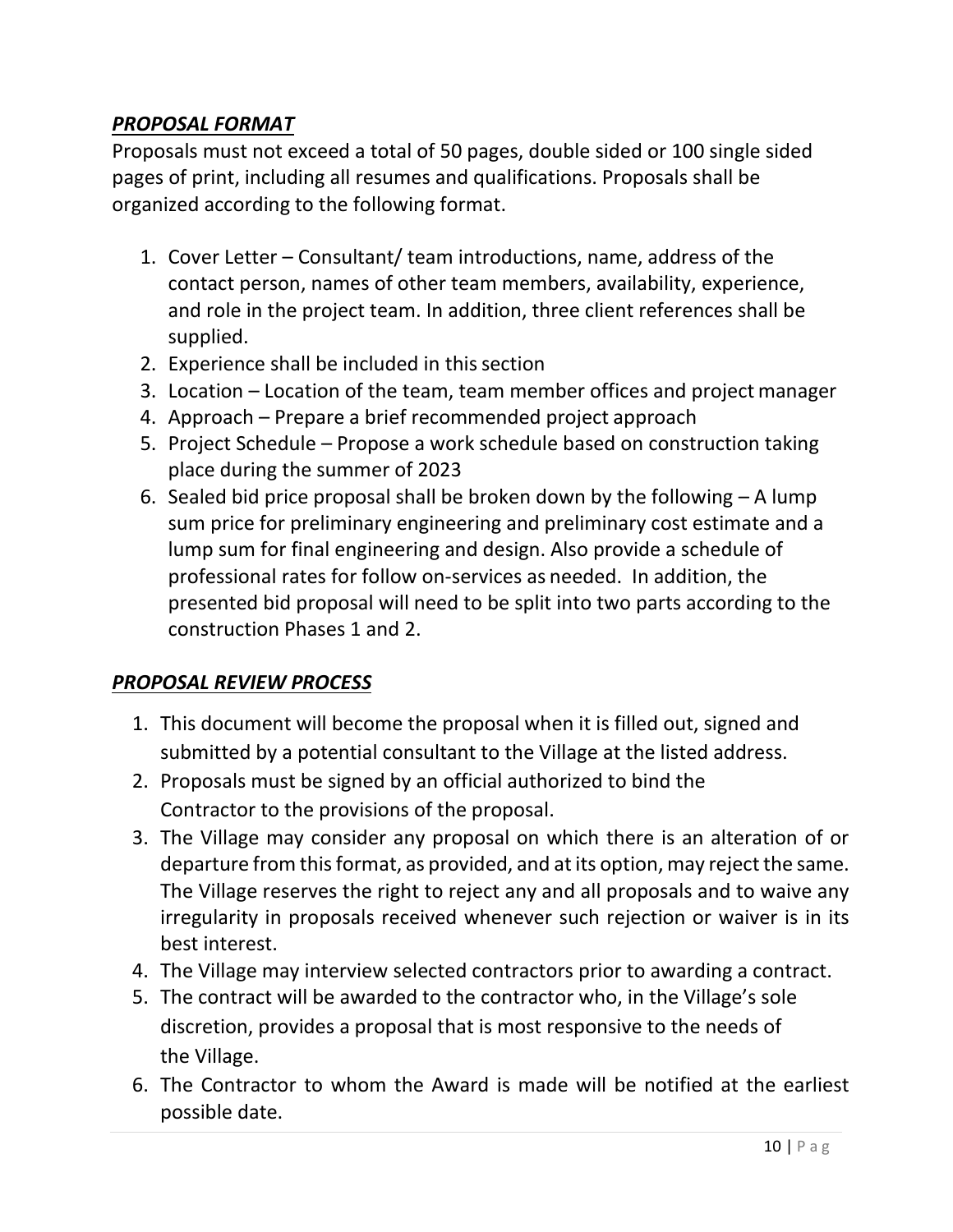## ***PROPOSAL FORMAT***

Proposals must not exceed a total of 50 pages, double sided or 100 single sided pages of print, including all resumes and qualifications. Proposals shall be organized according to the following format.

1. Cover Letter – Consultant/ team introductions, name, address of the contact person, names of other team members, availability, experience, and role in the project team. In addition, three client references shall be supplied.
2. Experience shall be included in this section
3. Location – Location of the team, team member offices and project manager
4. Approach – Prepare a brief recommended project approach
5. Project Schedule – Propose a work schedule based on construction taking place during the summer of 2023
6. Sealed bid price proposal shall be broken down by the following – A lump sum price for preliminary engineering and preliminary cost estimate and a lump sum for final engineering and design. Also provide a schedule of professional rates for follow on-services as needed. In addition, the presented bid proposal will need to be split into two parts according to the construction Phases 1 and 2.

## ***PROPOSAL REVIEW PROCESS***

1. This document will become the proposal when it is filled out, signed and submitted by a potential consultant to the Village at the listed address.
2. Proposals must be signed by an official authorized to bind the Contractor to the provisions of the proposal.
3. The Village may consider any proposal on which there is an alteration of or departure from this format, as provided, and at its option, may reject the same. The Village reserves the right to reject any and all proposals and to waive any irregularity in proposals received whenever such rejection or waiver is in its best interest.
4. The Village may interview selected contractors prior to awarding a contract.
5. The contract will be awarded to the contractor who, in the Village's sole discretion, provides a proposal that is most responsive to the needs of the Village.
6. The Contractor to whom the Award is made will be notified at the earliest possible date.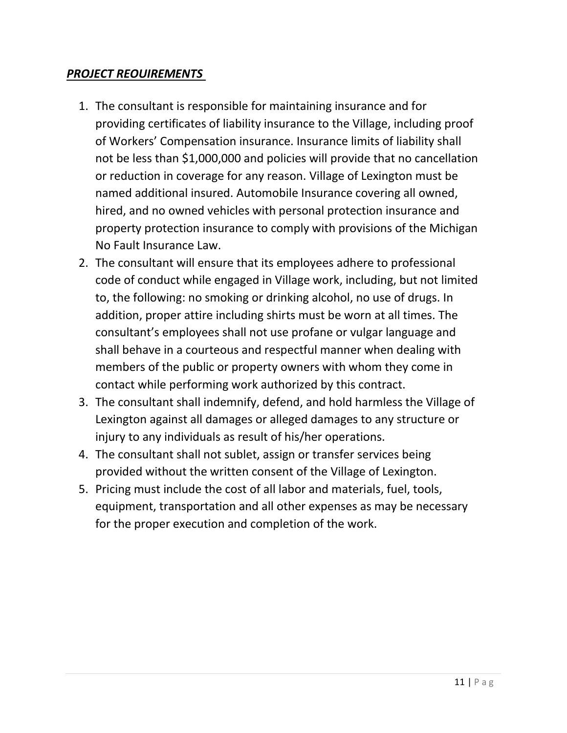***PROJECT REOUIREMENTS***

1. The consultant is responsible for maintaining insurance and for providing certificates of liability insurance to the Village, including proof of Workers' Compensation insurance. Insurance limits of liability shall not be less than $1,000,000 and policies will provide that no cancellation or reduction in coverage for any reason. Village of Lexington must be named additional insured. Automobile Insurance covering all owned, hired, and no owned vehicles with personal protection insurance and property protection insurance to comply with provisions of the Michigan No Fault Insurance Law.
2. The consultant will ensure that its employees adhere to professional code of conduct while engaged in Village work, including, but not limited to, the following: no smoking or drinking alcohol, no use of drugs. In addition, proper attire including shirts must be worn at all times. The consultant's employees shall not use profane or vulgar language and shall behave in a courteous and respectful manner when dealing with members of the public or property owners with whom they come in contact while performing work authorized by this contract.
3. The consultant shall indemnify, defend, and hold harmless the Village of Lexington against all damages or alleged damages to any structure or injury to any individuals as result of his/her operations.
4. The consultant shall not sublet, assign or transfer services being provided without the written consent of the Village of Lexington.
5. Pricing must include the cost of all labor and materials, fuel, tools, equipment, transportation and all other expenses as may be necessary for the proper execution and completion of the work.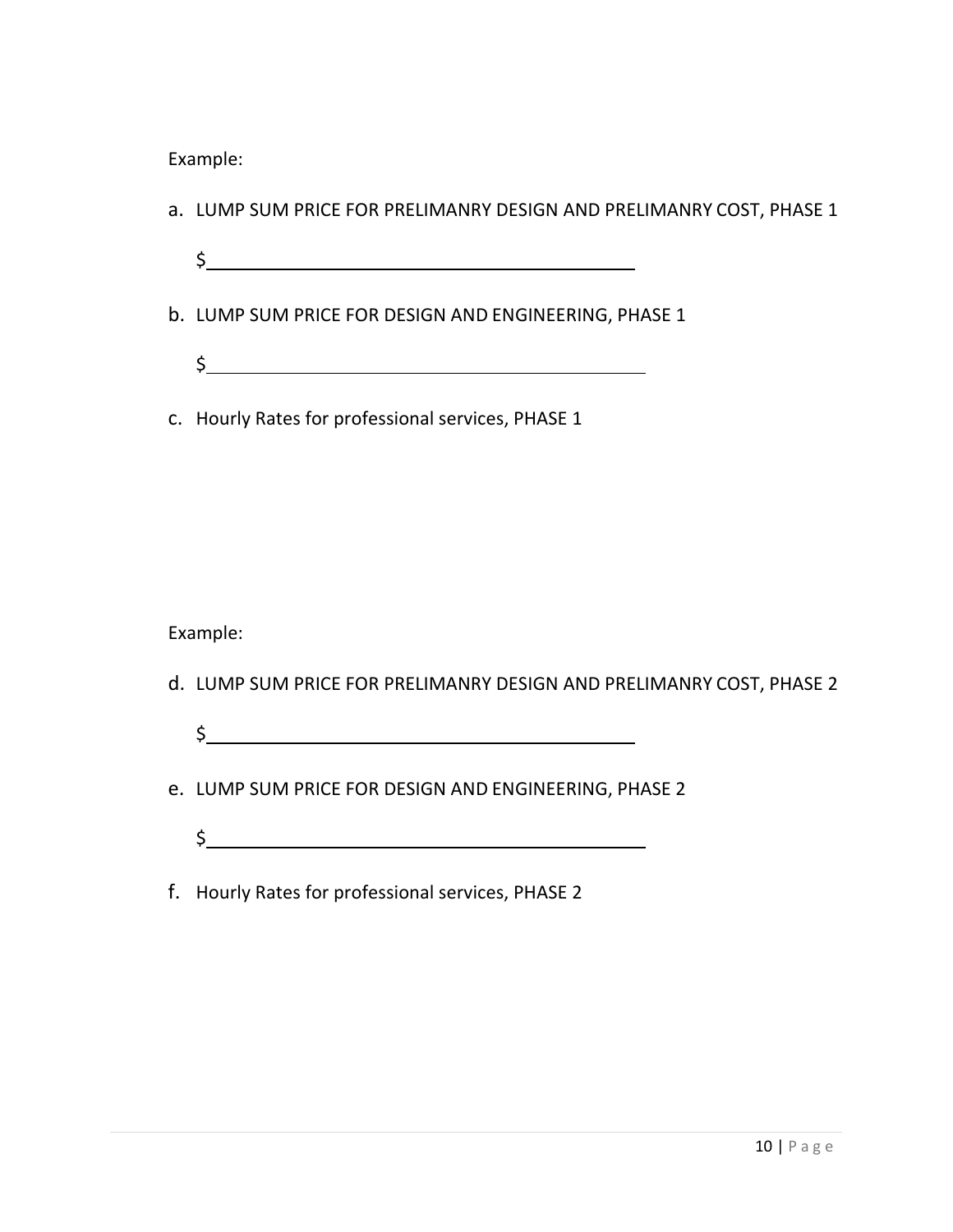Example:

a. LUMP SUM PRICE FOR PRELIMANRY DESIGN AND PRELIMANRY COST, PHASE 1

   $\_\_\_\_\_\_\_\_\_\_\_\_\_\_\_\_\_\_\_\_\_\_\_\_\_\_\_\_\_\_\_\_\_\_\_\_\_\_\_\_

b. LUMP SUM PRICE FOR DESIGN AND ENGINEERING, PHASE 1

   $\_\_\_\_\_\_\_\_\_\_\_\_\_\_\_\_\_\_\_\_\_\_\_\_\_\_\_\_\_\_\_\_\_\_\_\_\_\_\_\_

c. Hourly Rates for professional services, PHASE 1

Example:

d. LUMP SUM PRICE FOR PRELIMANRY DESIGN AND PRELIMANRY COST, PHASE 2

   $\_\_\_\_\_\_\_\_\_\_\_\_\_\_\_\_\_\_\_\_\_\_\_\_\_\_\_\_\_\_\_\_\_\_\_\_\_\_\_\_

e. LUMP SUM PRICE FOR DESIGN AND ENGINEERING, PHASE 2

   $\_\_\_\_\_\_\_\_\_\_\_\_\_\_\_\_\_\_\_\_\_\_\_\_\_\_\_\_\_\_\_\_\_\_\_\_\_\_\_\_

f. Hourly Rates for professional services, PHASE 2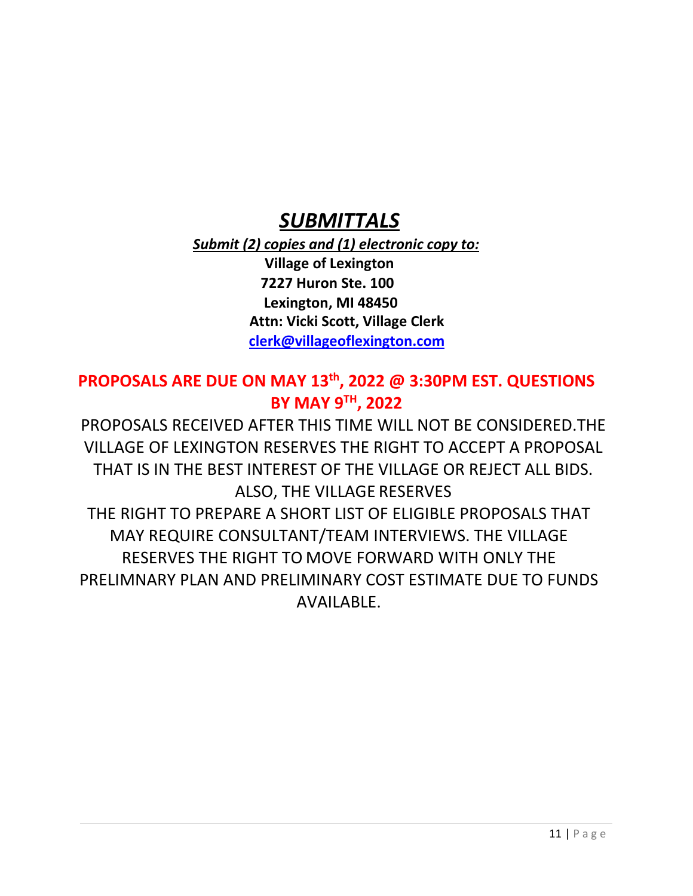# ***SUBMITTALS***

***Submit (2) copies and (1) electronic copy to:***

**Village of Lexington**
**7227 Huron Ste. 100**
**Lexington, MI 48450**
**Attn: Vicki Scott, Village Clerk**
**clerk@villageoflexington.com**

**PROPOSALS ARE DUE ON MAY 13th, 2022 @ 3:30PM EST. QUESTIONS BY MAY 9TH, 2022**

PROPOSALS RECEIVED AFTER THIS TIME WILL NOT BE CONSIDERED.THE VILLAGE OF LEXINGTON RESERVES THE RIGHT TO ACCEPT A PROPOSAL THAT IS IN THE BEST INTEREST OF THE VILLAGE OR REJECT ALL BIDS. ALSO, THE VILLAGE RESERVES THE RIGHT TO PREPARE A SHORT LIST OF ELIGIBLE PROPOSALS THAT MAY REQUIRE CONSULTANT/TEAM INTERVIEWS. THE VILLAGE RESERVES THE RIGHT TO MOVE FORWARD WITH ONLY THE PRELIMNARY PLAN AND PRELIMINARY COST ESTIMATE DUE TO FUNDS AVAILABLE.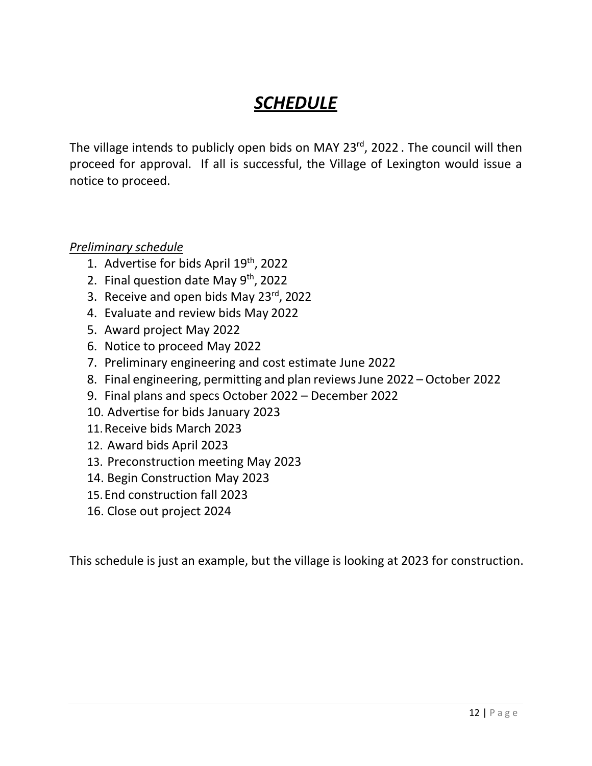# ***SCHEDULE***

The village intends to publicly open bids on MAY 23rd, 2022 . The council will then proceed for approval. If all is successful, the Village of Lexington would issue a notice to proceed.

*Preliminary schedule*

1. Advertise for bids April 19th, 2022
2. Final question date May 9th, 2022
3. Receive and open bids May 23rd, 2022
4. Evaluate and review bids May 2022
5. Award project May 2022
6. Notice to proceed May 2022
7. Preliminary engineering and cost estimate June 2022
8. Final engineering, permitting and plan reviews June 2022 – October 2022
9. Final plans and specs October 2022 – December 2022
10. Advertise for bids January 2023
11. Receive bids March 2023
12. Award bids April 2023
13. Preconstruction meeting May 2023
14. Begin Construction May 2023
15. End construction fall 2023
16. Close out project 2024

This schedule is just an example, but the village is looking at 2023 for construction.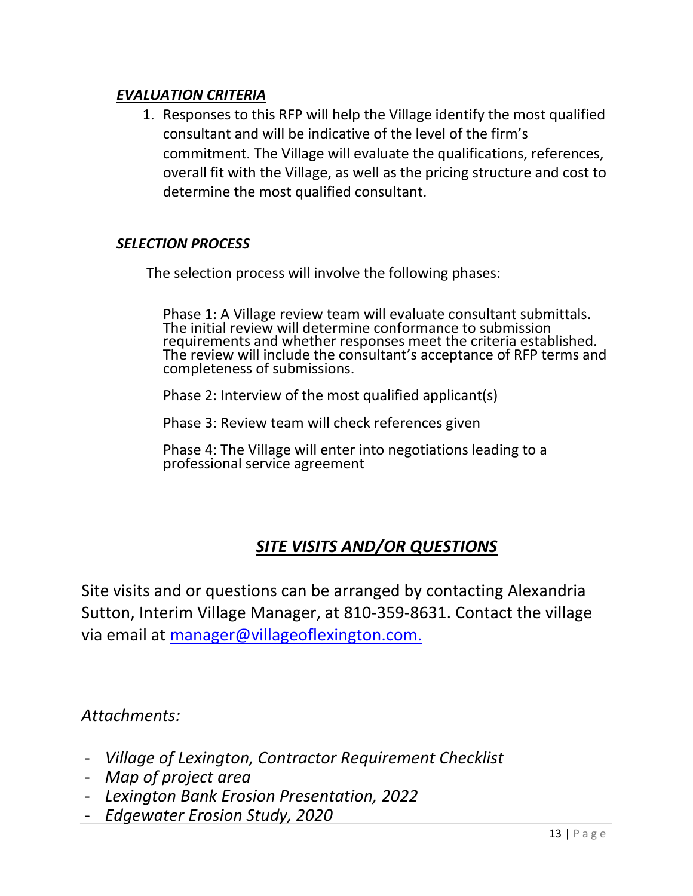### ***EVALUATION CRITERIA***

1. Responses to this RFP will help the Village identify the most qualified consultant and will be indicative of the level of the firm's commitment. The Village will evaluate the qualifications, references, overall fit with the Village, as well as the pricing structure and cost to determine the most qualified consultant.

### ***SELECTION PROCESS***

The selection process will involve the following phases:

Phase 1: A Village review team will evaluate consultant submittals. The initial review will determine conformance to submission requirements and whether responses meet the criteria established. The review will include the consultant's acceptance of RFP terms and completeness of submissions.

Phase 2: Interview of the most qualified applicant(s)

Phase 3: Review team will check references given

Phase 4: The Village will enter into negotiations leading to a professional service agreement

## ***SITE VISITS AND/OR QUESTIONS***

Site visits and or questions can be arranged by contacting Alexandria Sutton, Interim Village Manager, at 810-359-8631. Contact the village via email at manager@villageoflexington.com.

*Attachments:*

- *Village of Lexington, Contractor Requirement Checklist*
- *Map of project area*
- *Lexington Bank Erosion Presentation, 2022*
- *Edgewater Erosion Study, 2020*